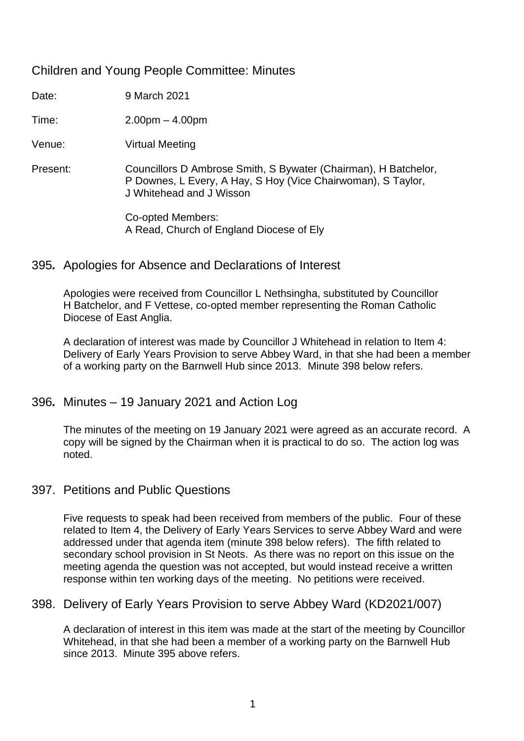# Children and Young People Committee: Minutes

Date: 9 March 2021

Time: 2.00pm – 4.00pm

Venue: Virtual Meeting

Present: Councillors D Ambrose Smith, S Bywater (Chairman), H Batchelor, P Downes, L Every, A Hay, S Hoy (Vice Chairwoman), S Taylor, J Whitehead and J Wisson

Co-opted Members:
A Read, Church of England Diocese of Ely

## 395*.* Apologies for Absence and Declarations of Interest

Apologies were received from Councillor L Nethsingha, substituted by Councillor H Batchelor, and F Vettese, co-opted member representing the Roman Catholic Diocese of East Anglia.

A declaration of interest was made by Councillor J Whitehead in relation to Item 4: Delivery of Early Years Provision to serve Abbey Ward, in that she had been a member of a working party on the Barnwell Hub since 2013. Minute 398 below refers.

## 396*.* Minutes – 19 January 2021 and Action Log

The minutes of the meeting on 19 January 2021 were agreed as an accurate record. A copy will be signed by the Chairman when it is practical to do so. The action log was noted.

## 397. Petitions and Public Questions

Five requests to speak had been received from members of the public. Four of these related to Item 4, the Delivery of Early Years Services to serve Abbey Ward and were addressed under that agenda item (minute 398 below refers). The fifth related to secondary school provision in St Neots. As there was no report on this issue on the meeting agenda the question was not accepted, but would instead receive a written response within ten working days of the meeting. No petitions were received.

## 398. Delivery of Early Years Provision to serve Abbey Ward (KD2021/007)

A declaration of interest in this item was made at the start of the meeting by Councillor Whitehead, in that she had been a member of a working party on the Barnwell Hub since 2013. Minute 395 above refers.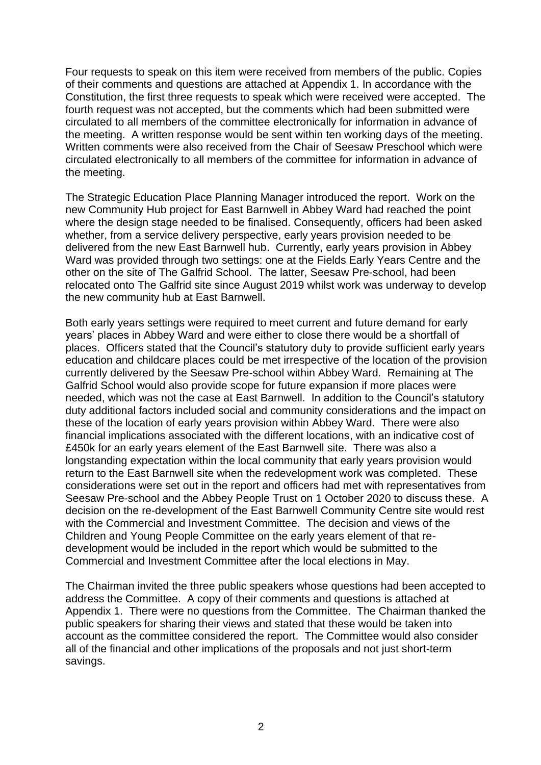Four requests to speak on this item were received from members of the public. Copies of their comments and questions are attached at Appendix 1. In accordance with the Constitution, the first three requests to speak which were received were accepted. The fourth request was not accepted, but the comments which had been submitted were circulated to all members of the committee electronically for information in advance of the meeting. A written response would be sent within ten working days of the meeting. Written comments were also received from the Chair of Seesaw Preschool which were circulated electronically to all members of the committee for information in advance of the meeting.

The Strategic Education Place Planning Manager introduced the report. Work on the new Community Hub project for East Barnwell in Abbey Ward had reached the point where the design stage needed to be finalised. Consequently, officers had been asked whether, from a service delivery perspective, early years provision needed to be delivered from the new East Barnwell hub. Currently, early years provision in Abbey Ward was provided through two settings: one at the Fields Early Years Centre and the other on the site of The Galfrid School. The latter, Seesaw Pre-school, had been relocated onto The Galfrid site since August 2019 whilst work was underway to develop the new community hub at East Barnwell.

Both early years settings were required to meet current and future demand for early years' places in Abbey Ward and were either to close there would be a shortfall of places. Officers stated that the Council's statutory duty to provide sufficient early years education and childcare places could be met irrespective of the location of the provision currently delivered by the Seesaw Pre-school within Abbey Ward. Remaining at The Galfrid School would also provide scope for future expansion if more places were needed, which was not the case at East Barnwell. In addition to the Council's statutory duty additional factors included social and community considerations and the impact on these of the location of early years provision within Abbey Ward. There were also financial implications associated with the different locations, with an indicative cost of £450k for an early years element of the East Barnwell site. There was also a longstanding expectation within the local community that early years provision would return to the East Barnwell site when the redevelopment work was completed. These considerations were set out in the report and officers had met with representatives from Seesaw Pre-school and the Abbey People Trust on 1 October 2020 to discuss these. A decision on the re-development of the East Barnwell Community Centre site would rest with the Commercial and Investment Committee. The decision and views of the Children and Young People Committee on the early years element of that re-development would be included in the report which would be submitted to the Commercial and Investment Committee after the local elections in May.

The Chairman invited the three public speakers whose questions had been accepted to address the Committee. A copy of their comments and questions is attached at Appendix 1. There were no questions from the Committee. The Chairman thanked the public speakers for sharing their views and stated that these would be taken into account as the committee considered the report. The Committee would also consider all of the financial and other implications of the proposals and not just short-term savings.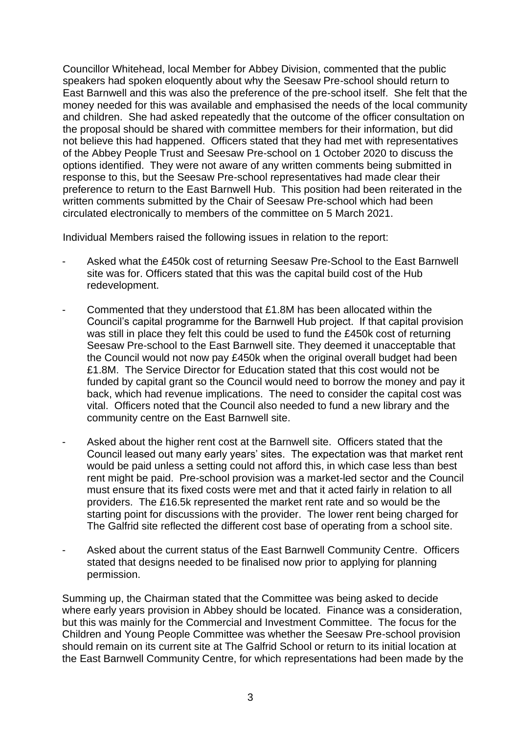Councillor Whitehead, local Member for Abbey Division, commented that the public speakers had spoken eloquently about why the Seesaw Pre-school should return to East Barnwell and this was also the preference of the pre-school itself. She felt that the money needed for this was available and emphasised the needs of the local community and children. She had asked repeatedly that the outcome of the officer consultation on the proposal should be shared with committee members for their information, but did not believe this had happened. Officers stated that they had met with representatives of the Abbey People Trust and Seesaw Pre-school on 1 October 2020 to discuss the options identified. They were not aware of any written comments being submitted in response to this, but the Seesaw Pre-school representatives had made clear their preference to return to the East Barnwell Hub. This position had been reiterated in the written comments submitted by the Chair of Seesaw Pre-school which had been circulated electronically to members of the committee on 5 March 2021.

Individual Members raised the following issues in relation to the report:

- Asked what the £450k cost of returning Seesaw Pre-School to the East Barnwell site was for. Officers stated that this was the capital build cost of the Hub redevelopment.

- Commented that they understood that £1.8M has been allocated within the Council's capital programme for the Barnwell Hub project. If that capital provision was still in place they felt this could be used to fund the £450k cost of returning Seesaw Pre-school to the East Barnwell site. They deemed it unacceptable that the Council would not now pay £450k when the original overall budget had been £1.8M. The Service Director for Education stated that this cost would not be funded by capital grant so the Council would need to borrow the money and pay it back, which had revenue implications. The need to consider the capital cost was vital. Officers noted that the Council also needed to fund a new library and the community centre on the East Barnwell site.

- Asked about the higher rent cost at the Barnwell site. Officers stated that the Council leased out many early years' sites. The expectation was that market rent would be paid unless a setting could not afford this, in which case less than best rent might be paid. Pre-school provision was a market-led sector and the Council must ensure that its fixed costs were met and that it acted fairly in relation to all providers. The £16.5k represented the market rent rate and so would be the starting point for discussions with the provider. The lower rent being charged for The Galfrid site reflected the different cost base of operating from a school site.

- Asked about the current status of the East Barnwell Community Centre. Officers stated that designs needed to be finalised now prior to applying for planning permission.

Summing up, the Chairman stated that the Committee was being asked to decide where early years provision in Abbey should be located. Finance was a consideration, but this was mainly for the Commercial and Investment Committee. The focus for the Children and Young People Committee was whether the Seesaw Pre-school provision should remain on its current site at The Galfrid School or return to its initial location at the East Barnwell Community Centre, for which representations had been made by the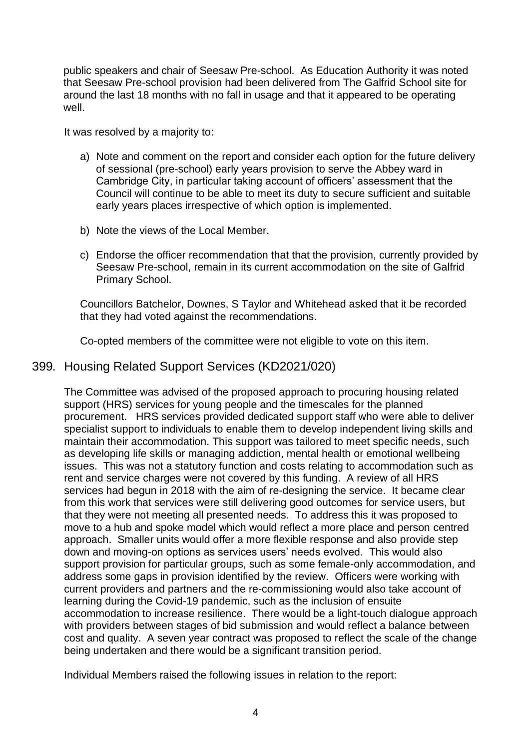public speakers and chair of Seesaw Pre-school. As Education Authority it was noted that Seesaw Pre-school provision had been delivered from The Galfrid School site for around the last 18 months with no fall in usage and that it appeared to be operating well.

It was resolved by a majority to:

a) Note and comment on the report and consider each option for the future delivery of sessional (pre-school) early years provision to serve the Abbey ward in Cambridge City, in particular taking account of officers' assessment that the Council will continue to be able to meet its duty to secure sufficient and suitable early years places irrespective of which option is implemented.

b) Note the views of the Local Member.

c) Endorse the officer recommendation that that the provision, currently provided by Seesaw Pre-school, remain in its current accommodation on the site of Galfrid Primary School.

Councillors Batchelor, Downes, S Taylor and Whitehead asked that it be recorded that they had voted against the recommendations.

Co-opted members of the committee were not eligible to vote on this item.

## 399. Housing Related Support Services (KD2021/020)

The Committee was advised of the proposed approach to procuring housing related support (HRS) services for young people and the timescales for the planned procurement. HRS services provided dedicated support staff who were able to deliver specialist support to individuals to enable them to develop independent living skills and maintain their accommodation. This support was tailored to meet specific needs, such as developing life skills or managing addiction, mental health or emotional wellbeing issues. This was not a statutory function and costs relating to accommodation such as rent and service charges were not covered by this funding. A review of all HRS services had begun in 2018 with the aim of re-designing the service. It became clear from this work that services were still delivering good outcomes for service users, but that they were not meeting all presented needs. To address this it was proposed to move to a hub and spoke model which would reflect a more place and person centred approach. Smaller units would offer a more flexible response and also provide step down and moving-on options as services users' needs evolved. This would also support provision for particular groups, such as some female-only accommodation, and address some gaps in provision identified by the review. Officers were working with current providers and partners and the re-commissioning would also take account of learning during the Covid-19 pandemic, such as the inclusion of ensuite accommodation to increase resilience. There would be a light-touch dialogue approach with providers between stages of bid submission and would reflect a balance between cost and quality. A seven year contract was proposed to reflect the scale of the change being undertaken and there would be a significant transition period.

Individual Members raised the following issues in relation to the report: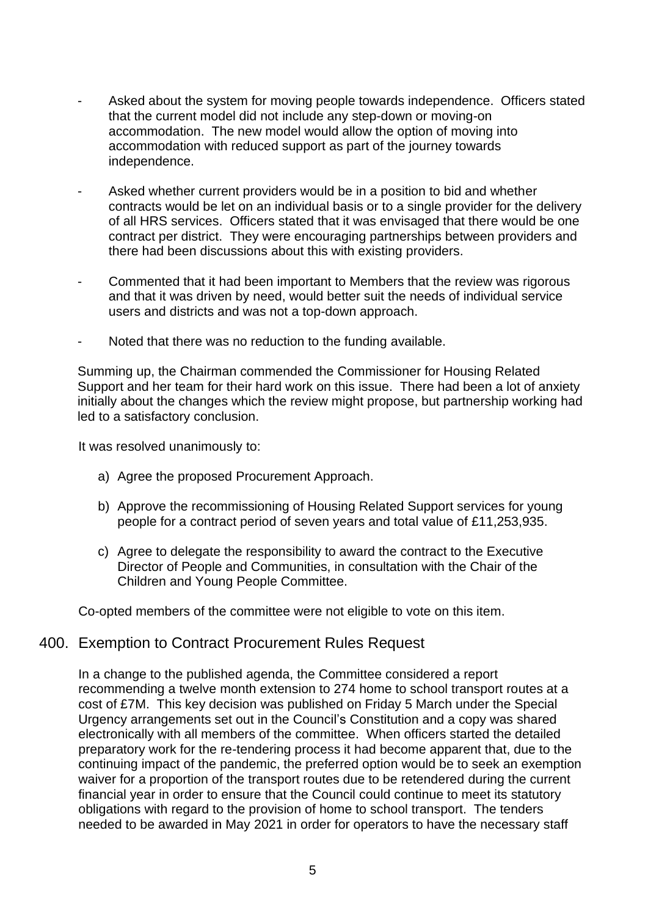- Asked about the system for moving people towards independence. Officers stated that the current model did not include any step-down or moving-on accommodation. The new model would allow the option of moving into accommodation with reduced support as part of the journey towards independence.

- Asked whether current providers would be in a position to bid and whether contracts would be let on an individual basis or to a single provider for the delivery of all HRS services. Officers stated that it was envisaged that there would be one contract per district. They were encouraging partnerships between providers and there had been discussions about this with existing providers.

- Commented that it had been important to Members that the review was rigorous and that it was driven by need, would better suit the needs of individual service users and districts and was not a top-down approach.

- Noted that there was no reduction to the funding available.

Summing up, the Chairman commended the Commissioner for Housing Related Support and her team for their hard work on this issue. There had been a lot of anxiety initially about the changes which the review might propose, but partnership working had led to a satisfactory conclusion.

It was resolved unanimously to:

a) Agree the proposed Procurement Approach.

b) Approve the recommissioning of Housing Related Support services for young people for a contract period of seven years and total value of £11,253,935.

c) Agree to delegate the responsibility to award the contract to the Executive Director of People and Communities, in consultation with the Chair of the Children and Young People Committee.

Co-opted members of the committee were not eligible to vote on this item.

## 400. Exemption to Contract Procurement Rules Request

In a change to the published agenda, the Committee considered a report recommending a twelve month extension to 274 home to school transport routes at a cost of £7M. This key decision was published on Friday 5 March under the Special Urgency arrangements set out in the Council's Constitution and a copy was shared electronically with all members of the committee. When officers started the detailed preparatory work for the re-tendering process it had become apparent that, due to the continuing impact of the pandemic, the preferred option would be to seek an exemption waiver for a proportion of the transport routes due to be retendered during the current financial year in order to ensure that the Council could continue to meet its statutory obligations with regard to the provision of home to school transport. The tenders needed to be awarded in May 2021 in order for operators to have the necessary staff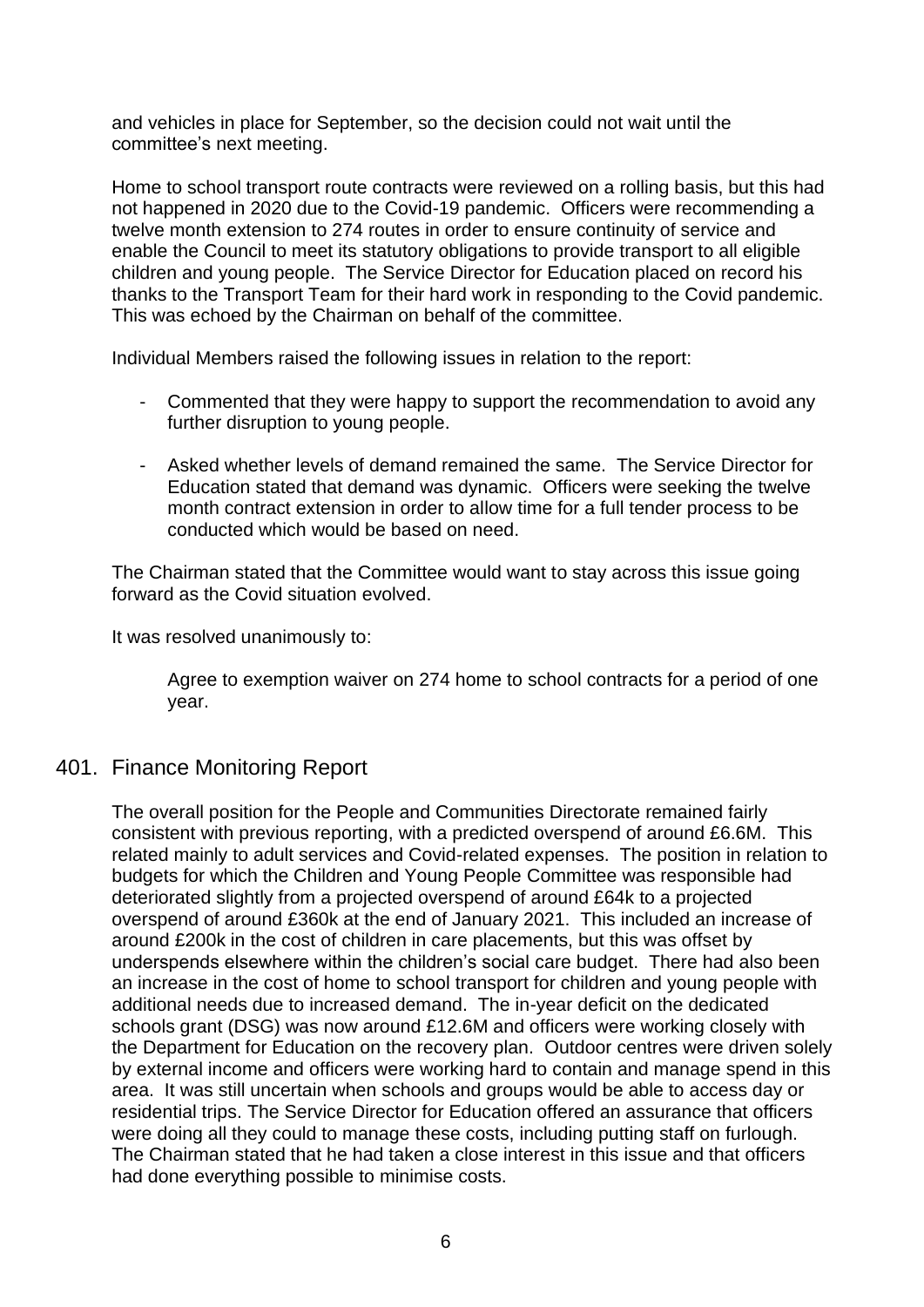and vehicles in place for September, so the decision could not wait until the committee's next meeting.

Home to school transport route contracts were reviewed on a rolling basis, but this had not happened in 2020 due to the Covid-19 pandemic. Officers were recommending a twelve month extension to 274 routes in order to ensure continuity of service and enable the Council to meet its statutory obligations to provide transport to all eligible children and young people. The Service Director for Education placed on record his thanks to the Transport Team for their hard work in responding to the Covid pandemic. This was echoed by the Chairman on behalf of the committee.

Individual Members raised the following issues in relation to the report:

- Commented that they were happy to support the recommendation to avoid any further disruption to young people.
- Asked whether levels of demand remained the same. The Service Director for Education stated that demand was dynamic. Officers were seeking the twelve month contract extension in order to allow time for a full tender process to be conducted which would be based on need.

The Chairman stated that the Committee would want to stay across this issue going forward as the Covid situation evolved.

It was resolved unanimously to:

> Agree to exemption waiver on 274 home to school contracts for a period of one year.

## 401. Finance Monitoring Report

The overall position for the People and Communities Directorate remained fairly consistent with previous reporting, with a predicted overspend of around £6.6M. This related mainly to adult services and Covid-related expenses. The position in relation to budgets for which the Children and Young People Committee was responsible had deteriorated slightly from a projected overspend of around £64k to a projected overspend of around £360k at the end of January 2021. This included an increase of around £200k in the cost of children in care placements, but this was offset by underspends elsewhere within the children's social care budget. There had also been an increase in the cost of home to school transport for children and young people with additional needs due to increased demand. The in-year deficit on the dedicated schools grant (DSG) was now around £12.6M and officers were working closely with the Department for Education on the recovery plan. Outdoor centres were driven solely by external income and officers were working hard to contain and manage spend in this area. It was still uncertain when schools and groups would be able to access day or residential trips. The Service Director for Education offered an assurance that officers were doing all they could to manage these costs, including putting staff on furlough. The Chairman stated that he had taken a close interest in this issue and that officers had done everything possible to minimise costs.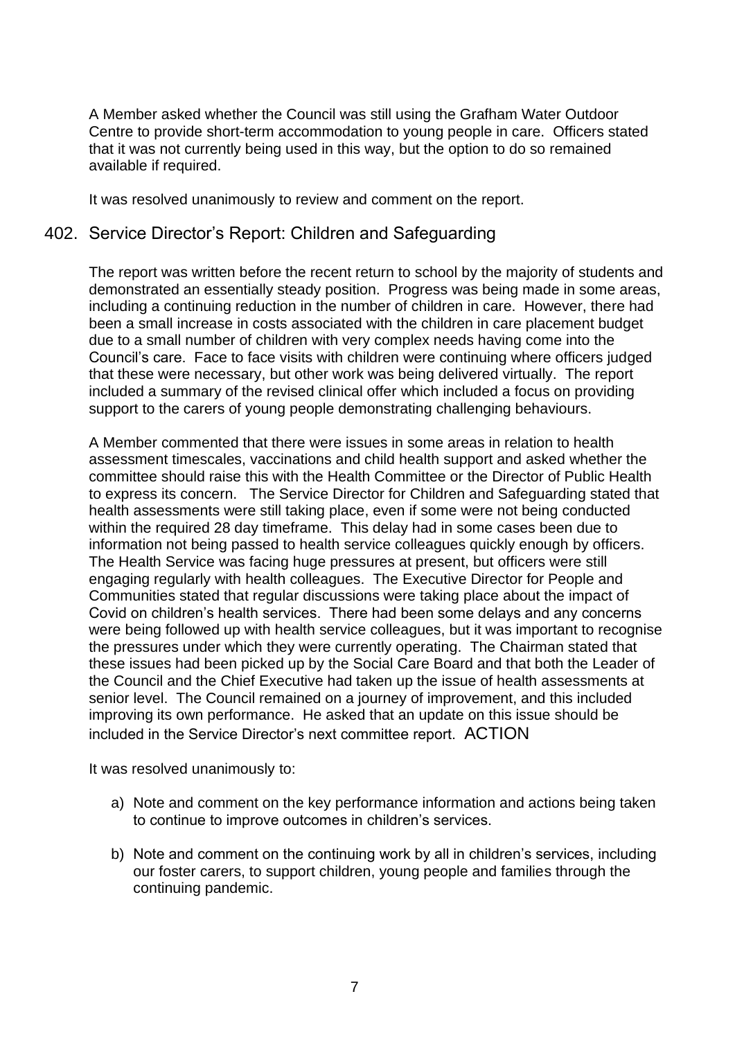A Member asked whether the Council was still using the Grafham Water Outdoor Centre to provide short-term accommodation to young people in care. Officers stated that it was not currently being used in this way, but the option to do so remained available if required.

It was resolved unanimously to review and comment on the report.

## 402. Service Director's Report: Children and Safeguarding

The report was written before the recent return to school by the majority of students and demonstrated an essentially steady position. Progress was being made in some areas, including a continuing reduction in the number of children in care. However, there had been a small increase in costs associated with the children in care placement budget due to a small number of children with very complex needs having come into the Council's care. Face to face visits with children were continuing where officers judged that these were necessary, but other work was being delivered virtually. The report included a summary of the revised clinical offer which included a focus on providing support to the carers of young people demonstrating challenging behaviours.

A Member commented that there were issues in some areas in relation to health assessment timescales, vaccinations and child health support and asked whether the committee should raise this with the Health Committee or the Director of Public Health to express its concern. The Service Director for Children and Safeguarding stated that health assessments were still taking place, even if some were not being conducted within the required 28 day timeframe. This delay had in some cases been due to information not being passed to health service colleagues quickly enough by officers. The Health Service was facing huge pressures at present, but officers were still engaging regularly with health colleagues. The Executive Director for People and Communities stated that regular discussions were taking place about the impact of Covid on children's health services. There had been some delays and any concerns were being followed up with health service colleagues, but it was important to recognise the pressures under which they were currently operating. The Chairman stated that these issues had been picked up by the Social Care Board and that both the Leader of the Council and the Chief Executive had taken up the issue of health assessments at senior level. The Council remained on a journey of improvement, and this included improving its own performance. He asked that an update on this issue should be included in the Service Director's next committee report. ACTION

It was resolved unanimously to:

a) Note and comment on the key performance information and actions being taken to continue to improve outcomes in children's services.

b) Note and comment on the continuing work by all in children's services, including our foster carers, to support children, young people and families through the continuing pandemic.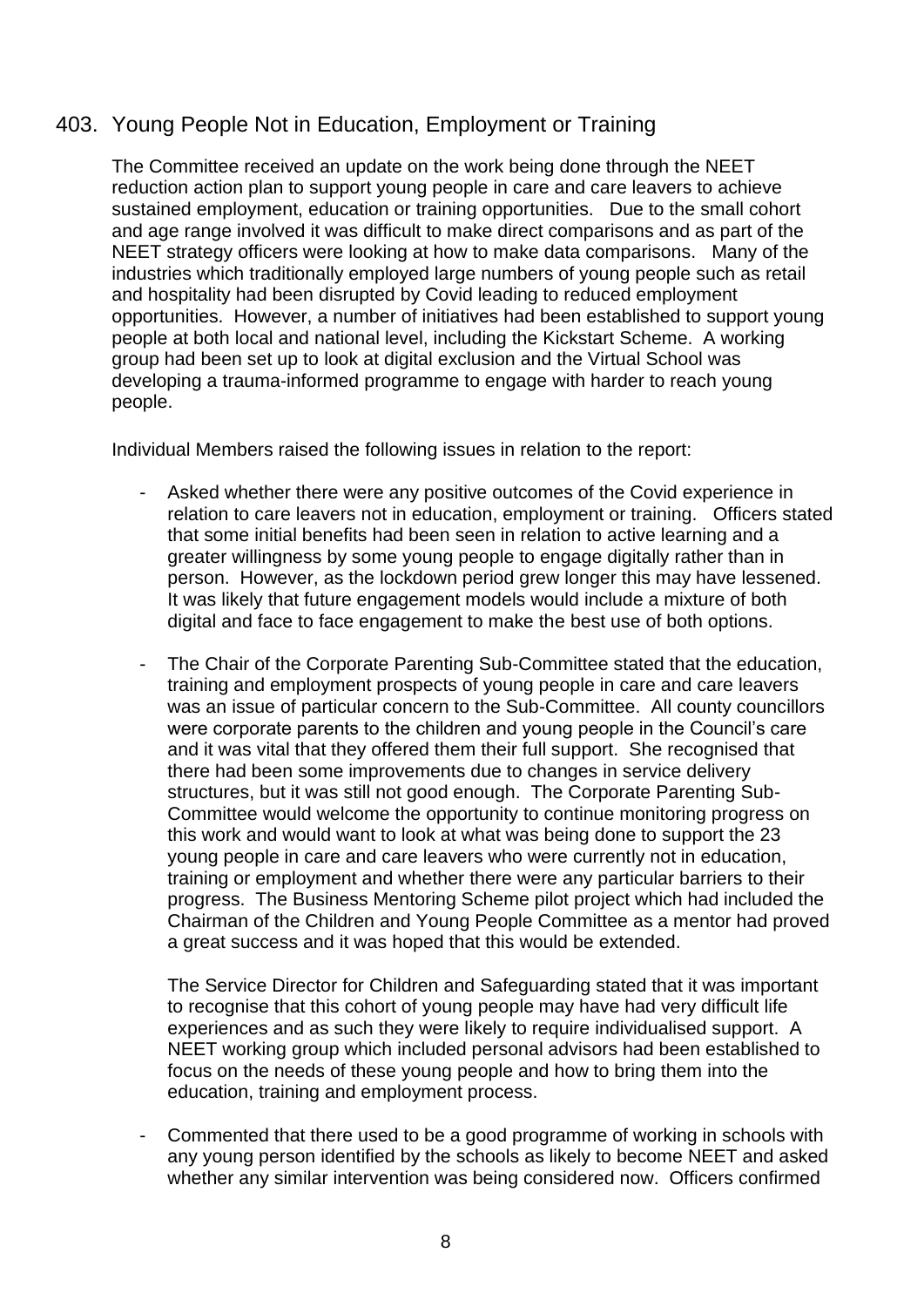## 403. Young People Not in Education, Employment or Training

The Committee received an update on the work being done through the NEET reduction action plan to support young people in care and care leavers to achieve sustained employment, education or training opportunities. Due to the small cohort and age range involved it was difficult to make direct comparisons and as part of the NEET strategy officers were looking at how to make data comparisons. Many of the industries which traditionally employed large numbers of young people such as retail and hospitality had been disrupted by Covid leading to reduced employment opportunities. However, a number of initiatives had been established to support young people at both local and national level, including the Kickstart Scheme. A working group had been set up to look at digital exclusion and the Virtual School was developing a trauma-informed programme to engage with harder to reach young people.

Individual Members raised the following issues in relation to the report:

- Asked whether there were any positive outcomes of the Covid experience in relation to care leavers not in education, employment or training. Officers stated that some initial benefits had been seen in relation to active learning and a greater willingness by some young people to engage digitally rather than in person. However, as the lockdown period grew longer this may have lessened. It was likely that future engagement models would include a mixture of both digital and face to face engagement to make the best use of both options.

- The Chair of the Corporate Parenting Sub-Committee stated that the education, training and employment prospects of young people in care and care leavers was an issue of particular concern to the Sub-Committee. All county councillors were corporate parents to the children and young people in the Council's care and it was vital that they offered them their full support. She recognised that there had been some improvements due to changes in service delivery structures, but it was still not good enough. The Corporate Parenting Sub-Committee would welcome the opportunity to continue monitoring progress on this work and would want to look at what was being done to support the 23 young people in care and care leavers who were currently not in education, training or employment and whether there were any particular barriers to their progress. The Business Mentoring Scheme pilot project which had included the Chairman of the Children and Young People Committee as a mentor had proved a great success and it was hoped that this would be extended.

  The Service Director for Children and Safeguarding stated that it was important to recognise that this cohort of young people may have had very difficult life experiences and as such they were likely to require individualised support. A NEET working group which included personal advisors had been established to focus on the needs of these young people and how to bring them into the education, training and employment process.

- Commented that there used to be a good programme of working in schools with any young person identified by the schools as likely to become NEET and asked whether any similar intervention was being considered now. Officers confirmed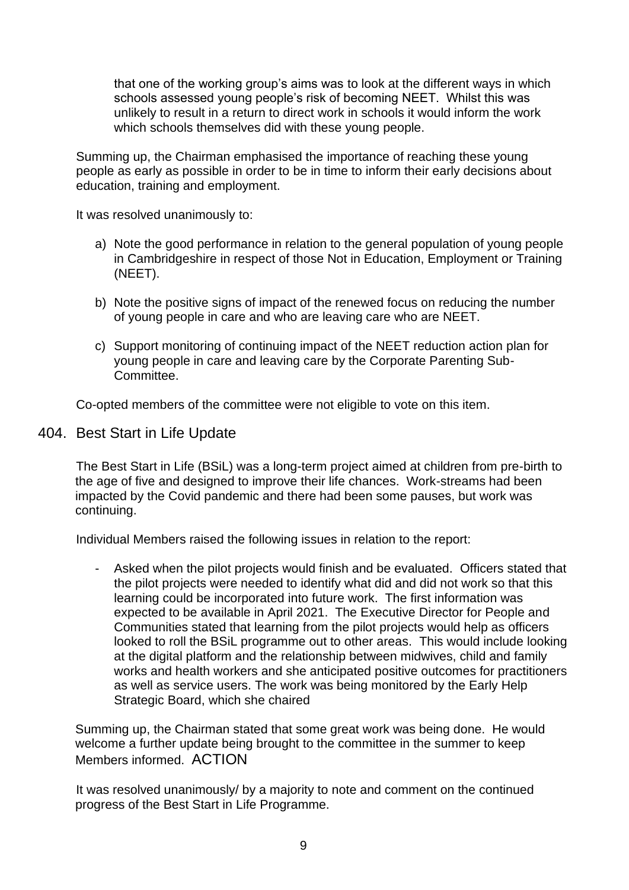that one of the working group's aims was to look at the different ways in which schools assessed young people's risk of becoming NEET. Whilst this was unlikely to result in a return to direct work in schools it would inform the work which schools themselves did with these young people.

Summing up, the Chairman emphasised the importance of reaching these young people as early as possible in order to be in time to inform their early decisions about education, training and employment.

It was resolved unanimously to:

a) Note the good performance in relation to the general population of young people in Cambridgeshire in respect of those Not in Education, Employment or Training (NEET).

b) Note the positive signs of impact of the renewed focus on reducing the number of young people in care and who are leaving care who are NEET.

c) Support monitoring of continuing impact of the NEET reduction action plan for young people in care and leaving care by the Corporate Parenting Sub-Committee.

Co-opted members of the committee were not eligible to vote on this item.

## 404. Best Start in Life Update

The Best Start in Life (BSiL) was a long-term project aimed at children from pre-birth to the age of five and designed to improve their life chances. Work-streams had been impacted by the Covid pandemic and there had been some pauses, but work was continuing.

Individual Members raised the following issues in relation to the report:

- Asked when the pilot projects would finish and be evaluated. Officers stated that the pilot projects were needed to identify what did and did not work so that this learning could be incorporated into future work. The first information was expected to be available in April 2021. The Executive Director for People and Communities stated that learning from the pilot projects would help as officers looked to roll the BSiL programme out to other areas. This would include looking at the digital platform and the relationship between midwives, child and family works and health workers and she anticipated positive outcomes for practitioners as well as service users. The work was being monitored by the Early Help Strategic Board, which she chaired

Summing up, the Chairman stated that some great work was being done. He would welcome a further update being brought to the committee in the summer to keep Members informed. ACTION

It was resolved unanimously/ by a majority to note and comment on the continued progress of the Best Start in Life Programme.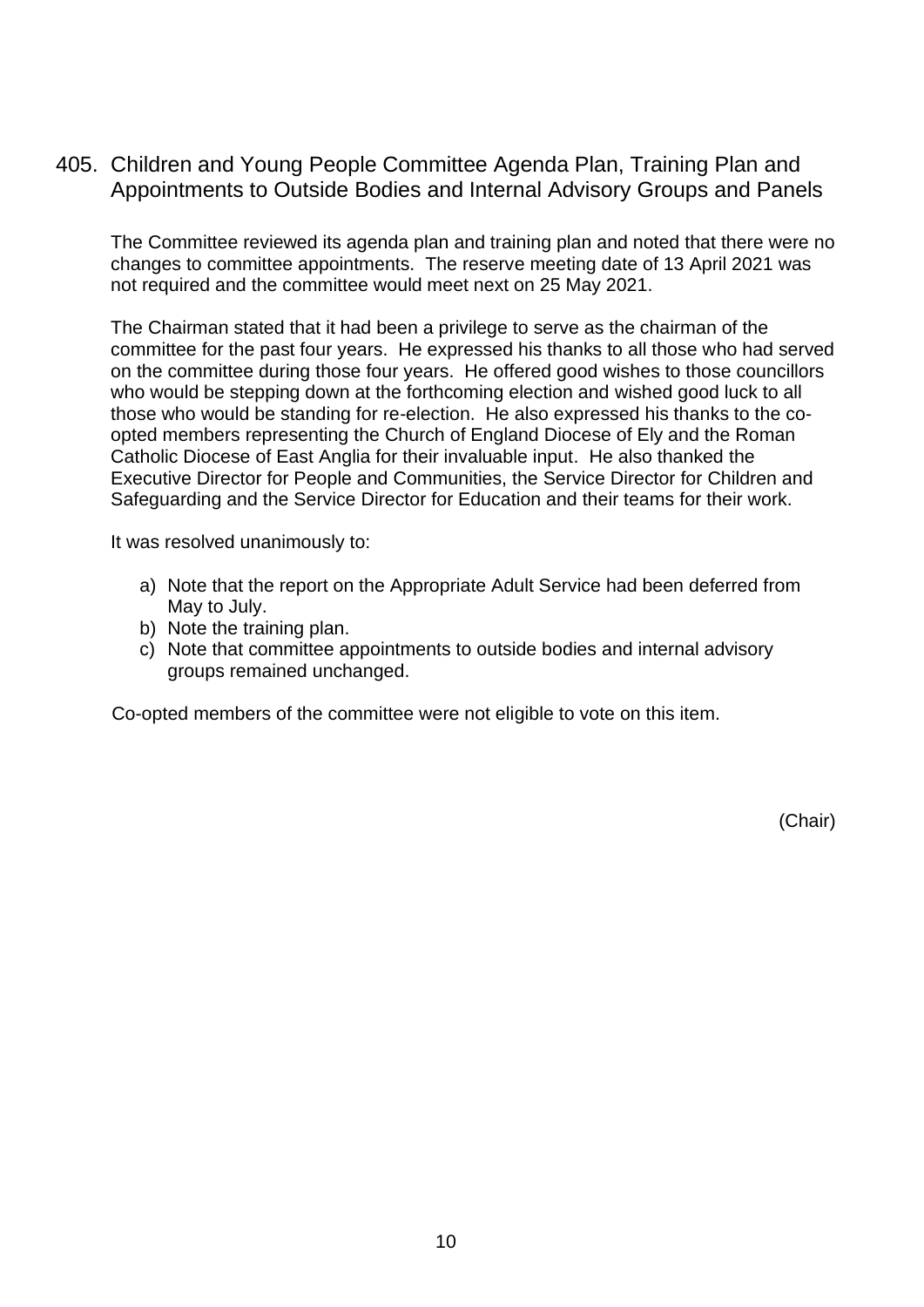## 405. Children and Young People Committee Agenda Plan, Training Plan and Appointments to Outside Bodies and Internal Advisory Groups and Panels

The Committee reviewed its agenda plan and training plan and noted that there were no changes to committee appointments. The reserve meeting date of 13 April 2021 was not required and the committee would meet next on 25 May 2021.

The Chairman stated that it had been a privilege to serve as the chairman of the committee for the past four years. He expressed his thanks to all those who had served on the committee during those four years. He offered good wishes to those councillors who would be stepping down at the forthcoming election and wished good luck to all those who would be standing for re-election. He also expressed his thanks to the co-opted members representing the Church of England Diocese of Ely and the Roman Catholic Diocese of East Anglia for their invaluable input. He also thanked the Executive Director for People and Communities, the Service Director for Children and Safeguarding and the Service Director for Education and their teams for their work.

It was resolved unanimously to:

a) Note that the report on the Appropriate Adult Service had been deferred from May to July.
b) Note the training plan.
c) Note that committee appointments to outside bodies and internal advisory groups remained unchanged.

Co-opted members of the committee were not eligible to vote on this item.

(Chair)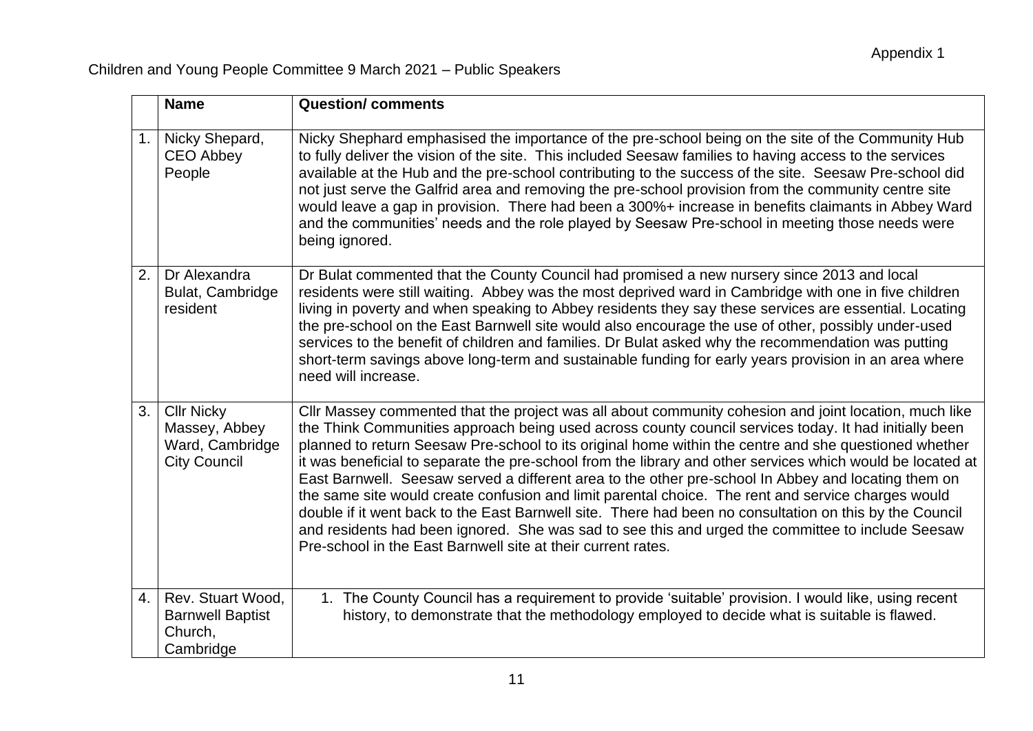Appendix 1

Children and Young People Committee 9 March 2021 – Public Speakers

| | Name | Question/ comments |
|---|---|---|
| 1. | Nicky Shepard, CEO Abbey People | Nicky Shephard emphasised the importance of the pre-school being on the site of the Community Hub to fully deliver the vision of the site. This included Seesaw families to having access to the services available at the Hub and the pre-school contributing to the success of the site. Seesaw Pre-school did not just serve the Galfrid area and removing the pre-school provision from the community centre site would leave a gap in provision. There had been a 300%+ increase in benefits claimants in Abbey Ward and the communities' needs and the role played by Seesaw Pre-school in meeting those needs were being ignored. |
| 2. | Dr Alexandra Bulat, Cambridge resident | Dr Bulat commented that the County Council had promised a new nursery since 2013 and local residents were still waiting. Abbey was the most deprived ward in Cambridge with one in five children living in poverty and when speaking to Abbey residents they say these services are essential. Locating the pre-school on the East Barnwell site would also encourage the use of other, possibly under-used services to the benefit of children and families. Dr Bulat asked why the recommendation was putting short-term savings above long-term and sustainable funding for early years provision in an area where need will increase. |
| 3. | Cllr Nicky Massey, Abbey Ward, Cambridge City Council | Cllr Massey commented that the project was all about community cohesion and joint location, much like the Think Communities approach being used across county council services today. It had initially been planned to return Seesaw Pre-school to its original home within the centre and she questioned whether it was beneficial to separate the pre-school from the library and other services which would be located at East Barnwell. Seesaw served a different area to the other pre-school In Abbey and locating them on the same site would create confusion and limit parental choice. The rent and service charges would double if it went back to the East Barnwell site. There had been no consultation on this by the Council and residents had been ignored. She was sad to see this and urged the committee to include Seesaw Pre-school in the East Barnwell site at their current rates. |
| 4. | Rev. Stuart Wood, Barnwell Baptist Church, Cambridge | 1. The County Council has a requirement to provide 'suitable' provision. I would like, using recent history, to demonstrate that the methodology employed to decide what is suitable is flawed. |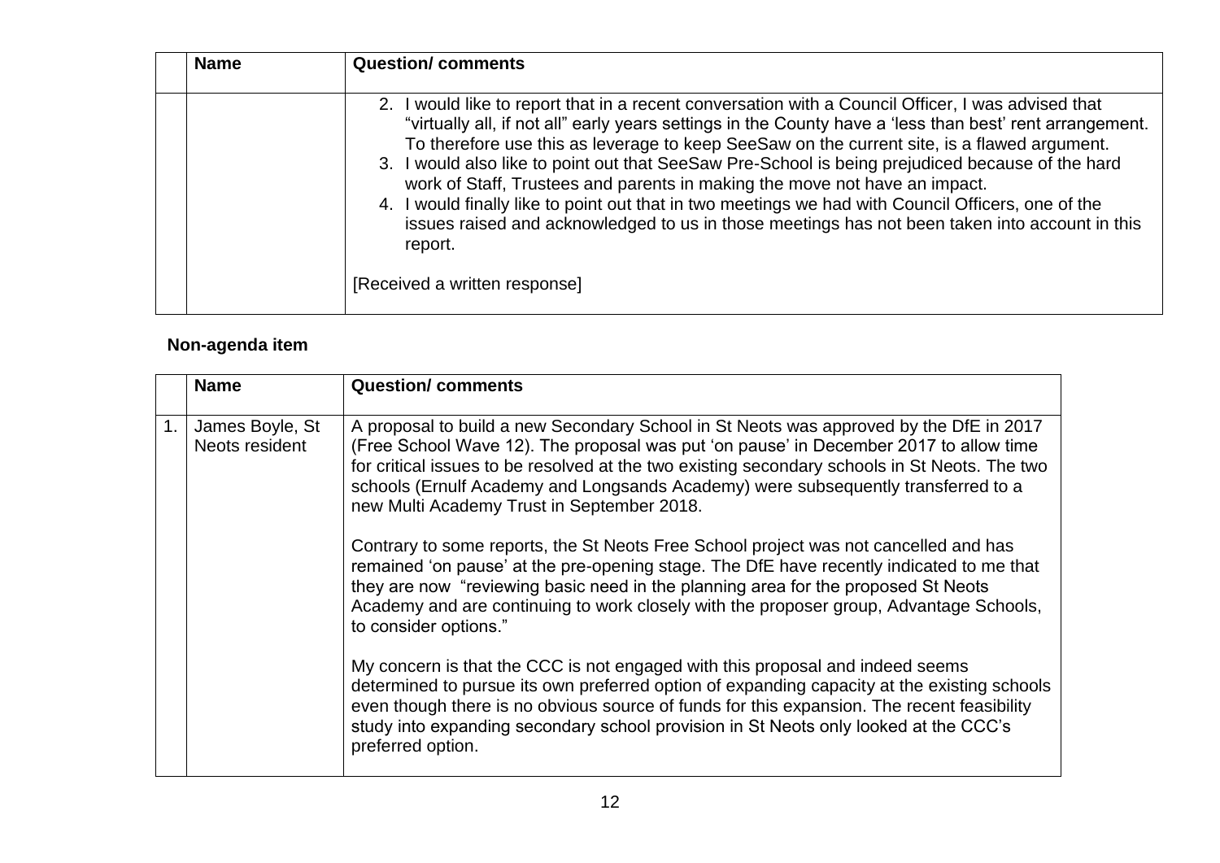|  | Name | Question/ comments |
|---|---|---|
|  |  | 2. I would like to report that in a recent conversation with a Council Officer, I was advised that "virtually all, if not all" early years settings in the County have a 'less than best' rent arrangement. To therefore use this as leverage to keep SeeSaw on the current site, is a flawed argument.<br>3. I would also like to point out that SeeSaw Pre-School is being prejudiced because of the hard work of Staff, Trustees and parents in making the move not have an impact.<br>4. I would finally like to point out that in two meetings we had with Council Officers, one of the issues raised and acknowledged to us in those meetings has not been taken into account in this report.<br><br>[Received a written response] |

**Non-agenda item**

|  | Name | Question/ comments |
|---|---|---|
| 1. | James Boyle, St Neots resident | A proposal to build a new Secondary School in St Neots was approved by the DfE in 2017 (Free School Wave 12). The proposal was put 'on pause' in December 2017 to allow time for critical issues to be resolved at the two existing secondary schools in St Neots. The two schools (Ernulf Academy and Longsands Academy) were subsequently transferred to a new Multi Academy Trust in September 2018.<br><br>Contrary to some reports, the St Neots Free School project was not cancelled and has remained 'on pause' at the pre-opening stage. The DfE have recently indicated to me that they are now "reviewing basic need in the planning area for the proposed St Neots Academy and are continuing to work closely with the proposer group, Advantage Schools, to consider options."<br><br>My concern is that the CCC is not engaged with this proposal and indeed seems determined to pursue its own preferred option of expanding capacity at the existing schools even though there is no obvious source of funds for this expansion. The recent feasibility study into expanding secondary school provision in St Neots only looked at the CCC's preferred option. |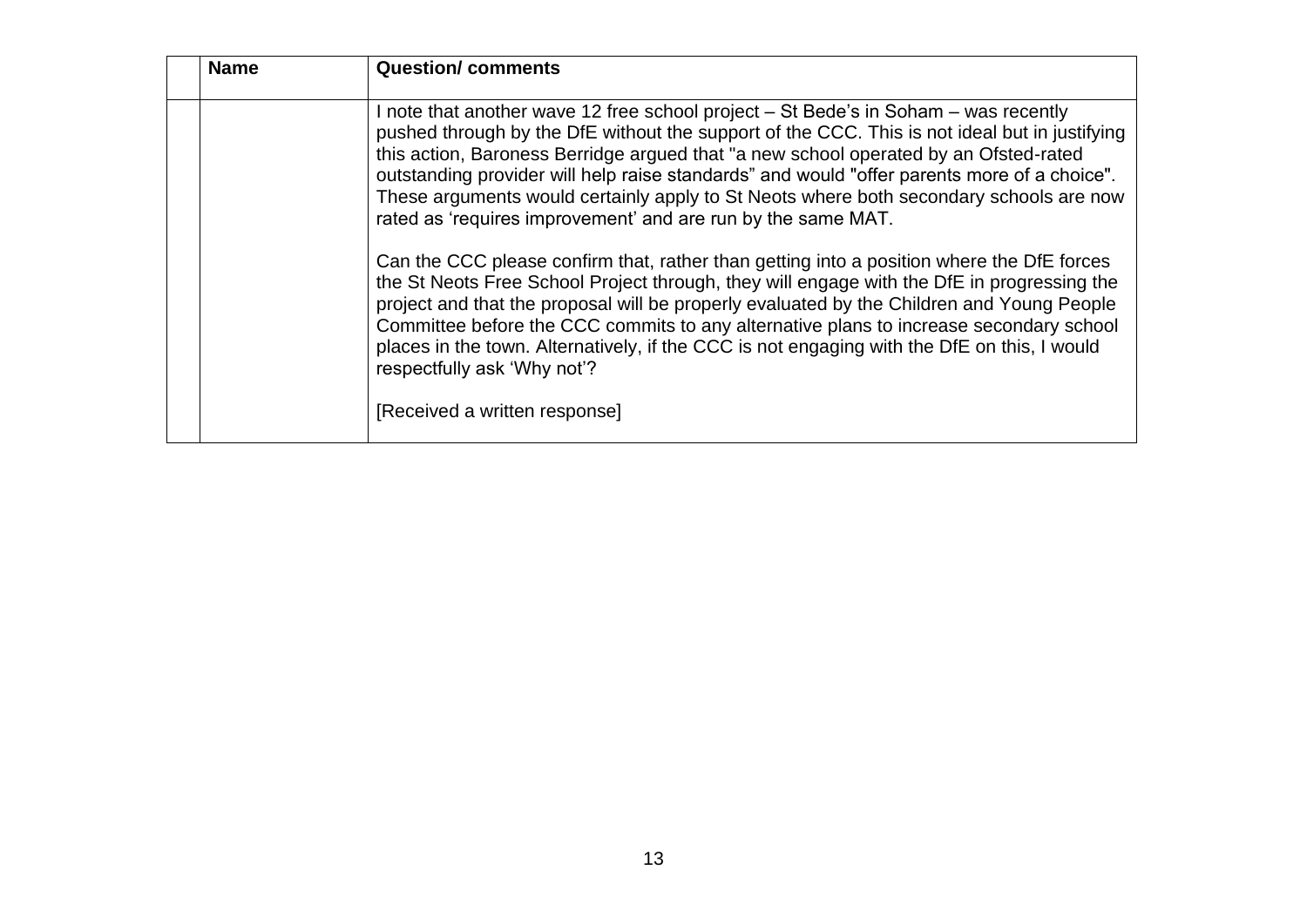| | Name | Question/ comments |
|---|---|---|
| | | I note that another wave 12 free school project – St Bede's in Soham – was recently pushed through by the DfE without the support of the CCC. This is not ideal but in justifying this action, Baroness Berridge argued that "a new school operated by an Ofsted-rated outstanding provider will help raise standards" and would "offer parents more of a choice". These arguments would certainly apply to St Neots where both secondary schools are now rated as 'requires improvement' and are run by the same MAT.<br><br>Can the CCC please confirm that, rather than getting into a position where the DfE forces the St Neots Free School Project through, they will engage with the DfE in progressing the project and that the proposal will be properly evaluated by the Children and Young People Committee before the CCC commits to any alternative plans to increase secondary school places in the town. Alternatively, if the CCC is not engaging with the DfE on this, I would respectfully ask 'Why not'?<br><br>[Received a written response] |